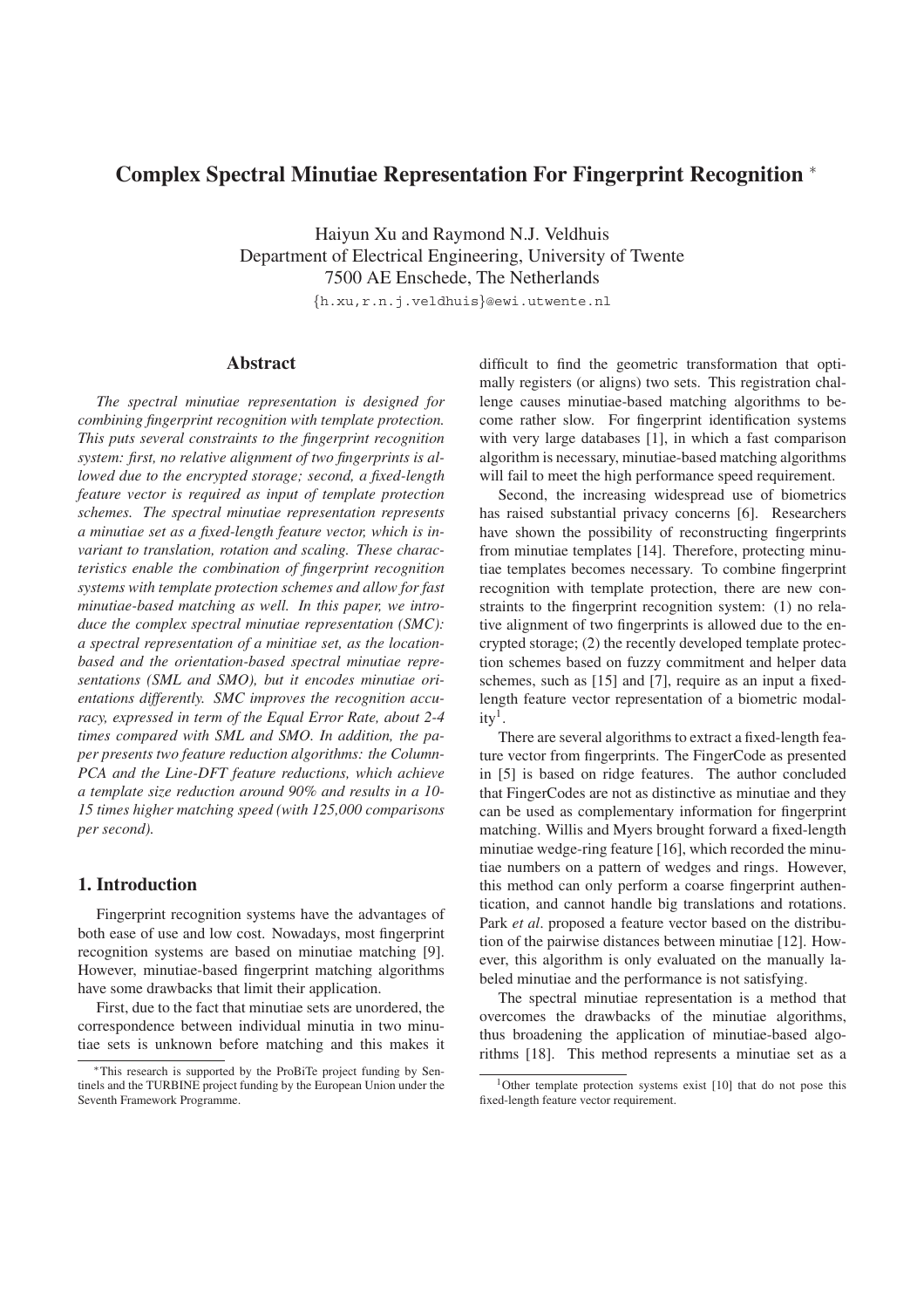# Complex Spectral Minutiae Representation For Fingerprint Recognition *

Haiyun Xu and Raymond N.J. Veldhuis
Department of Electrical Engineering, University of Twente
7500 AE Enschede, The Netherlands
{h.xu,r.n.j.veldhuis}@ewi.utwente.nl

## Abstract

*The spectral minutiae representation is designed for combining fingerprint recognition with template protection. This puts several constraints to the fingerprint recognition system: first, no relative alignment of two fingerprints is allowed due to the encrypted storage; second, a fixed-length feature vector is required as input of template protection schemes. The spectral minutiae representation represents a minutiae set as a fixed-length feature vector, which is invariant to translation, rotation and scaling. These characteristics enable the combination of fingerprint recognition systems with template protection schemes and allow for fast minutiae-based matching as well. In this paper, we introduce the complex spectral minutiae representation (SMC): a spectral representation of a minitiae set, as the location-based and the orientation-based spectral minutiae representations (SML and SMO), but it encodes minutiae orientations differently. SMC improves the recognition accuracy, expressed in term of the Equal Error Rate, about 2-4 times compared with SML and SMO. In addition, the paper presents two feature reduction algorithms: the Column-PCA and the Line-DFT feature reductions, which achieve a template size reduction around 90% and results in a 10-15 times higher matching speed (with 125,000 comparisons per second).*

## 1. Introduction

Fingerprint recognition systems have the advantages of both ease of use and low cost. Nowadays, most fingerprint recognition systems are based on minutiae matching [9]. However, minutiae-based fingerprint matching algorithms have some drawbacks that limit their application.

First, due to the fact that minutiae sets are unordered, the correspondence between individual minutia in two minutiae sets is unknown before matching and this makes it difficult to find the geometric transformation that optimally registers (or aligns) two sets. This registration challenge causes minutiae-based matching algorithms to become rather slow. For fingerprint identification systems with very large databases [1], in which a fast comparison algorithm is necessary, minutiae-based matching algorithms will fail to meet the high performance speed requirement.

Second, the increasing widespread use of biometrics has raised substantial privacy concerns [6]. Researchers have shown the possibility of reconstructing fingerprints from minutiae templates [14]. Therefore, protecting minutiae templates becomes necessary. To combine fingerprint recognition with template protection, there are new constraints to the fingerprint recognition system: (1) no relative alignment of two fingerprints is allowed due to the encrypted storage; (2) the recently developed template protection schemes based on fuzzy commitment and helper data schemes, such as [15] and [7], require as an input a fixed-length feature vector representation of a biometric modality[1].

There are several algorithms to extract a fixed-length feature vector from fingerprints. The FingerCode as presented in [5] is based on ridge features. The author concluded that FingerCodes are not as distinctive as minutiae and they can be used as complementary information for fingerprint matching. Willis and Myers brought forward a fixed-length minutiae wedge-ring feature [16], which recorded the minutiae numbers on a pattern of wedges and rings. However, this method can only perform a coarse fingerprint authentication, and cannot handle big translations and rotations. Park *et al*. proposed a feature vector based on the distribution of the pairwise distances between minutiae [12]. However, this algorithm is only evaluated on the manually labeled minutiae and the performance is not satisfying.

The spectral minutiae representation is a method that overcomes the drawbacks of the minutiae algorithms, thus broadening the application of minutiae-based algorithms [18]. This method represents a minutiae set as a

*This research is supported by the ProBiTe project funding by Sentinels and the TURBINE project funding by the European Union under the Seventh Framework Programme.

[1] Other template protection systems exist [10] that do not pose this fixed-length feature vector requirement.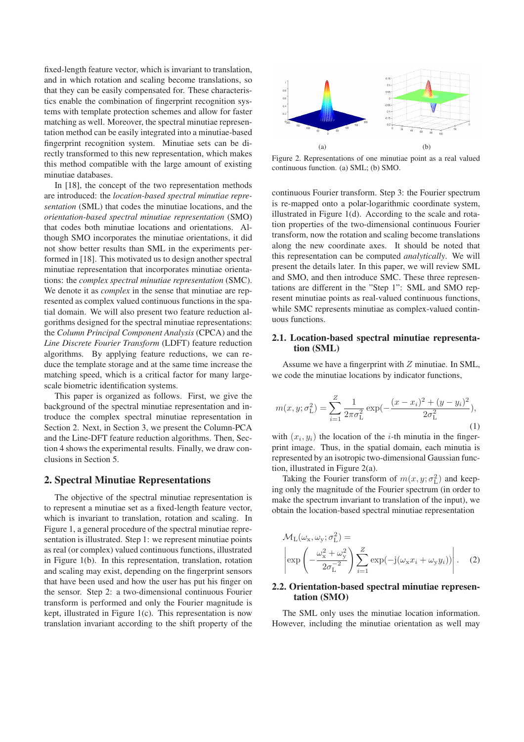fixed-length feature vector, which is invariant to translation, and in which rotation and scaling become translations, so that they can be easily compensated for. These characteristics enable the combination of fingerprint recognition systems with template protection schemes and allow for faster matching as well. Moreover, the spectral minutiae representation method can be easily integrated into a minutiae-based fingerprint recognition system. Minutiae sets can be directly transformed to this new representation, which makes this method compatible with the large amount of existing minutiae databases.

In [18], the concept of the two representation methods are introduced: the *location-based spectral minutiae representation* (SML) that codes the minutiae locations, and the *orientation-based spectral minutiae representation* (SMO) that codes both minutiae locations and orientations. Although SMO incorporates the minutiae orientations, it did not show better results than SML in the experiments performed in [18]. This motivated us to design another spectral minutiae representation that incorporates minutiae orientations: the *complex spectral minutiae representation* (SMC). We denote it as *complex* in the sense that minutiae are represented as complex valued continuous functions in the spatial domain. We will also present two feature reduction algorithms designed for the spectral minutiae representations: the *Column Principal Component Analysis* (CPCA) and the *Line Discrete Fourier Transform* (LDFT) feature reduction algorithms. By applying feature reductions, we can reduce the template storage and at the same time increase the matching speed, which is a critical factor for many large-scale biometric identification systems.

This paper is organized as follows. First, we give the background of the spectral minutiae representation and introduce the complex spectral minutiae representation in Section 2. Next, in Section 3, we present the Column-PCA and the Line-DFT feature reduction algorithms. Then, Section 4 shows the experimental results. Finally, we draw conclusions in Section 5.

## 2. Spectral Minutiae Representations

The objective of the spectral minutiae representation is to represent a minutiae set as a fixed-length feature vector, which is invariant to translation, rotation and scaling. In Figure 1, a general procedure of the spectral minutiae representation is illustrated. Step 1: we represent minutiae points as real (or complex) valued continuous functions, illustrated in Figure 1(b). In this representation, translation, rotation and scaling may exist, depending on the fingerprint sensors that have been used and how the user has put his finger on the sensor. Step 2: a two-dimensional continuous Fourier transform is performed and only the Fourier magnitude is kept, illustrated in Figure 1(c). This representation is now translation invariant according to the shift property of the continuous Fourier transform. Step 3: the Fourier spectrum is re-mapped onto a polar-logarithmic coordinate system, illustrated in Figure 1(d). According to the scale and rotation properties of the two-dimensional continuous Fourier transform, now the rotation and scaling become translations along the new coordinate axes. It should be noted that this representation can be computed *analytically*. We will present the details later. In this paper, we will review SML and SMO, and then introduce SMC. These three representations are different in the "Step 1": SML and SMO represent minutiae points as real-valued continuous functions, while SMC represents minutiae as complex-valued continuous functions.

Figure 2. Representations of one minutiae point as a real valued continuous function. (a) SML; (b) SMO.

### 2.1. Location-based spectral minutiae representation (SML)

Assume we have a fingerprint with $Z$ minutiae. In SML, we code the minutiae locations by indicator functions,

$$m(x, y; \sigma_{\mathrm{L}}^2) = \sum_{i=1}^{Z} \frac{1}{2\pi\sigma_{\mathrm{L}}^2} \exp\left(-\frac{(x - x_i)^2 + (y - y_i)^2}{2\sigma_{\mathrm{L}}^2}\right), \tag{1}$$

with $(x_i, y_i)$ the location of the $i$-th minutia in the fingerprint image. Thus, in the spatial domain, each minutia is represented by an isotropic two-dimensional Gaussian function, illustrated in Figure 2(a).

Taking the Fourier transform of $m(x, y; \sigma_{\mathrm{L}}^2)$ and keeping only the magnitude of the Fourier spectrum (in order to make the spectrum invariant to translation of the input), we obtain the location-based spectral minutiae representation

$$\mathcal{M}_{\mathrm{L}}(\omega_{\mathrm{x}}, \omega_{\mathrm{y}}; \sigma_{\mathrm{L}}^2) = \left| \exp\left(-\frac{\omega_{\mathrm{x}}^2 + \omega_{\mathrm{y}}^2}{2\sigma_{\mathrm{L}}^{-2}}\right) \sum_{i=1}^{Z} \exp(-\mathrm{j}(\omega_{\mathrm{x}} x_i + \omega_{\mathrm{y}} y_i)) \right|. \tag{2}$$

### 2.2. Orientation-based spectral minutiae representation (SMO)

The SML only uses the minutiae location information. However, including the minutiae orientation as well may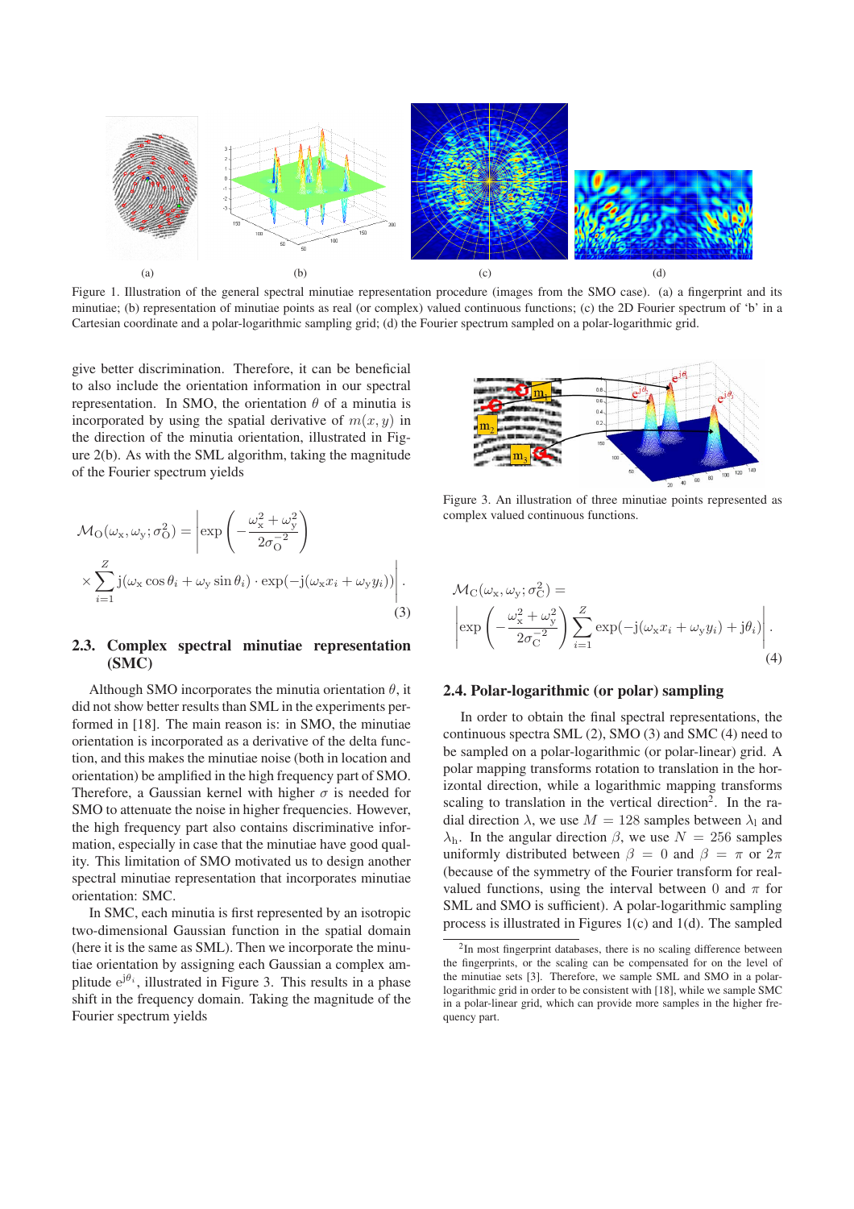Figure 1. Illustration of the general spectral minutiae representation procedure (images from the SMO case). (a) a fingerprint and its minutiae; (b) representation of minutiae points as real (or complex) valued continuous functions; (c) the 2D Fourier spectrum of 'b' in a Cartesian coordinate and a polar-logarithmic sampling grid; (d) the Fourier spectrum sampled on a polar-logarithmic grid.

give better discrimination. Therefore, it can be beneficial to also include the orientation information in our spectral representation. In SMO, the orientation $\theta$ of a minutia is incorporated by using the spatial derivative of $m(x, y)$ in the direction of the minutia orientation, illustrated in Figure 2(b). As with the SML algorithm, taking the magnitude of the Fourier spectrum yields

$$\mathcal{M}_{\mathrm{O}}(\omega_{\mathrm{x}}, \omega_{\mathrm{y}}; \sigma_{\mathrm{O}}^2) = \left| \exp\left(-\frac{\omega_{\mathrm{x}}^2 + \omega_{\mathrm{y}}^2}{2\sigma_{\mathrm{O}}^{-2}}\right) \times \sum_{i=1}^{Z} \mathrm{j}(\omega_{\mathrm{x}} \cos\theta_i + \omega_{\mathrm{y}} \sin\theta_i) \cdot \exp(-\mathrm{j}(\omega_{\mathrm{x}} x_i + \omega_{\mathrm{y}} y_i)) \right|. \quad (3)$$

### 2.3. Complex spectral minutiae representation (SMC)

Although SMO incorporates the minutia orientation $\theta$, it did not show better results than SML in the experiments performed in [18]. The main reason is: in SMO, the minutiae orientation is incorporated as a derivative of the delta function, and this makes the minutiae noise (both in location and orientation) be amplified in the high frequency part of SMO. Therefore, a Gaussian kernel with higher $\sigma$ is needed for SMO to attenuate the noise in higher frequencies. However, the high frequency part also contains discriminative information, especially in case that the minutiae have good quality. This limitation of SMO motivated us to design another spectral minutiae representation that incorporates minutiae orientation: SMC.

In SMC, each minutia is first represented by an isotropic two-dimensional Gaussian function in the spatial domain (here it is the same as SML). Then we incorporate the minutiae orientation by assigning each Gaussian a complex amplitude $e^{\mathrm{j}\theta_i}$, illustrated in Figure 3. This results in a phase shift in the frequency domain. Taking the magnitude of the Fourier spectrum yields

Figure 3. An illustration of three minutiae points represented as complex valued continuous functions.

$$\mathcal{M}_{\mathrm{C}}(\omega_{\mathrm{x}}, \omega_{\mathrm{y}}; \sigma_{\mathrm{C}}^2) = \left| \exp\left(-\frac{\omega_{\mathrm{x}}^2 + \omega_{\mathrm{y}}^2}{2\sigma_{\mathrm{C}}^{-2}}\right) \sum_{i=1}^{Z} \exp(-\mathrm{j}(\omega_{\mathrm{x}} x_i + \omega_{\mathrm{y}} y_i) + \mathrm{j}\theta_i) \right|. \quad (4)$$

### 2.4. Polar-logarithmic (or polar) sampling

In order to obtain the final spectral representations, the continuous spectra SML (2), SMO (3) and SMC (4) need to be sampled on a polar-logarithmic (or polar-linear) grid. A polar mapping transforms rotation to translation in the horizontal direction, while a logarithmic mapping transforms scaling to translation in the vertical direction[2]. In the radial direction $\lambda$, we use $M = 128$ samples between $\lambda_{\mathrm{l}}$ and $\lambda_{\mathrm{h}}$. In the angular direction $\beta$, we use $N = 256$ samples uniformly distributed between $\beta = 0$ and $\beta = \pi$ or $2\pi$ (because of the symmetry of the Fourier transform for real-valued functions, using the interval between 0 and $\pi$ for SML and SMO is sufficient). A polar-logarithmic sampling process is illustrated in Figures 1(c) and 1(d). The sampled

[2] In most fingerprint databases, there is no scaling difference between the fingerprints, or the scaling can be compensated for on the level of the minutiae sets [3]. Therefore, we sample SML and SMO in a polar-logarithmic grid in order to be consistent with [18], while we sample SMC in a polar-linear grid, which can provide more samples in the higher frequency part.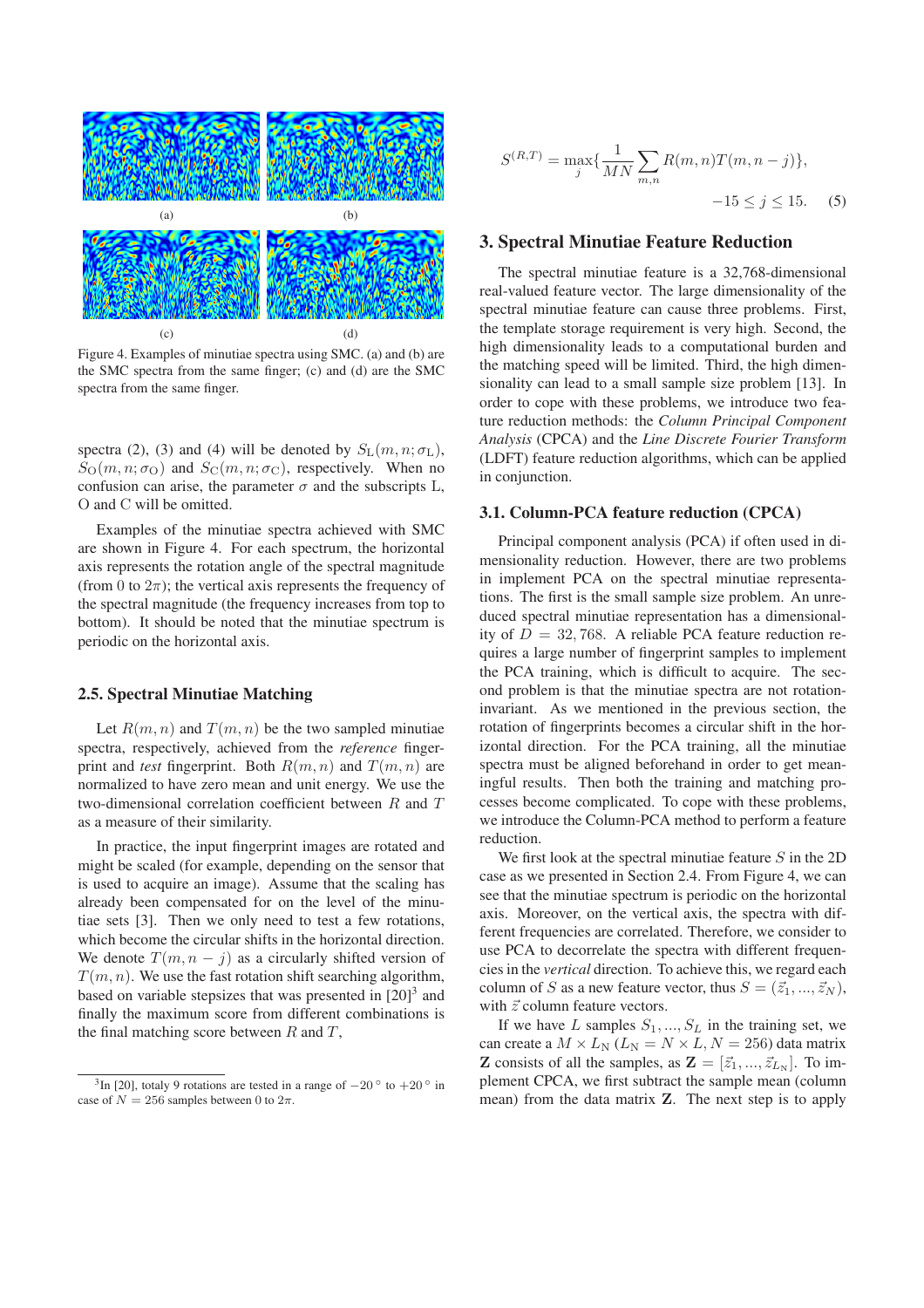(a) (b)

(c) (d)

Figure 4. Examples of minutiae spectra using SMC. (a) and (b) are the SMC spectra from the same finger; (c) and (d) are the SMC spectra from the same finger.

spectra (2), (3) and (4) will be denoted by $S_{\rm L}(m,n;\sigma_{\rm L})$, $S_{\rm O}(m,n;\sigma_{\rm O})$ and $S_{\rm C}(m,n;\sigma_{\rm C})$, respectively. When no confusion can arise, the parameter $\sigma$ and the subscripts L, O and C will be omitted.

Examples of the minutiae spectra achieved with SMC are shown in Figure 4. For each spectrum, the horizontal axis represents the rotation angle of the spectral magnitude (from 0 to $2\pi$); the vertical axis represents the frequency of the spectral magnitude (the frequency increases from top to bottom). It should be noted that the minutiae spectrum is periodic on the horizontal axis.

### 2.5. Spectral Minutiae Matching

Let $R(m,n)$ and $T(m,n)$ be the two sampled minutiae spectra, respectively, achieved from the *reference* fingerprint and *test* fingerprint. Both $R(m,n)$ and $T(m,n)$ are normalized to have zero mean and unit energy. We use the two-dimensional correlation coefficient between $R$ and $T$ as a measure of their similarity.

In practice, the input fingerprint images are rotated and might be scaled (for example, depending on the sensor that is used to acquire an image). Assume that the scaling has already been compensated for on the level of the minutiae sets [3]. Then we only need to test a few rotations, which become the circular shifts in the horizontal direction. We denote $T(m,n-j)$ as a circularly shifted version of $T(m,n)$. We use the fast rotation shift searching algorithm, based on variable stepsizes that was presented in [20][3] and finally the maximum score from different combinations is the final matching score between $R$ and $T$,

$$
S^{(R,T)} = \max_{j}\{\frac{1}{MN}\sum_{m,n} R(m,n)T(m,n-j)\},
$$
$$
-15 \leq j \leq 15. \quad (5)
$$

## 3. Spectral Minutiae Feature Reduction

The spectral minutiae feature is a 32,768-dimensional real-valued feature vector. The large dimensionality of the spectral minutiae feature can cause three problems. First, the template storage requirement is very high. Second, the high dimensionality leads to a computational burden and the matching speed will be limited. Third, the high dimensionality can lead to a small sample size problem [13]. In order to cope with these problems, we introduce two feature reduction methods: the *Column Principal Component Analysis* (CPCA) and the *Line Discrete Fourier Transform* (LDFT) feature reduction algorithms, which can be applied in conjunction.

### 3.1. Column-PCA feature reduction (CPCA)

Principal component analysis (PCA) if often used in dimensionality reduction. However, there are two problems in implement PCA on the spectral minutiae representations. The first is the small sample size problem. An unreduced spectral minutiae representation has a dimensionality of $D = 32,768$. A reliable PCA feature reduction requires a large number of fingerprint samples to implement the PCA training, which is difficult to acquire. The second problem is that the minutiae spectra are not rotation-invariant. As we mentioned in the previous section, the rotation of fingerprints becomes a circular shift in the horizontal direction. For the PCA training, all the minutiae spectra must be aligned beforehand in order to get meaningful results. Then both the training and matching processes become complicated. To cope with these problems, we introduce the Column-PCA method to perform a feature reduction.

We first look at the spectral minutiae feature $S$ in the 2D case as we presented in Section 2.4. From Figure 4, we can see that the minutiae spectrum is periodic on the horizontal axis. Moreover, on the vertical axis, the spectra with different frequencies are correlated. Therefore, we consider to use PCA to decorrelate the spectra with different frequencies in the *vertical* direction. To achieve this, we regard each column of $S$ as a new feature vector, thus $S = (\vec{z}_1, ..., \vec{z}_N)$, with $\vec{z}$ column feature vectors.

If we have $L$ samples $S_1, ..., S_L$ in the training set, we can create a $M \times L_{\rm N}$ ($L_{\rm N} = N \times L, N = 256$) data matrix $\mathbf{Z}$ consists of all the samples, as $\mathbf{Z} = [\vec{z}_1, ..., \vec{z}_{L_{\rm N}}]$. To implement CPCA, we first subtract the sample mean (column mean) from the data matrix $\mathbf{Z}$. The next step is to apply

[3] In [20], totaly 9 rotations are tested in a range of $-20^\circ$ to $+20^\circ$ in case of $N = 256$ samples between 0 to $2\pi$.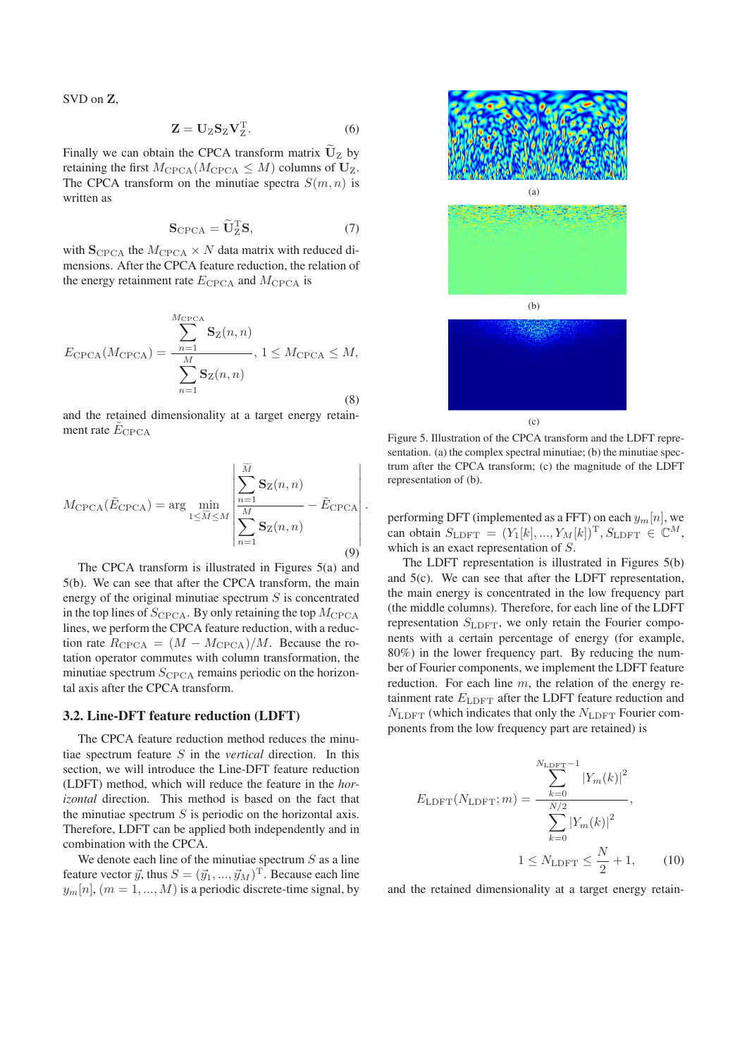SVD on $\mathbf{Z}$,

$$\mathbf{Z} = \mathbf{U}_{\mathrm{Z}}\mathbf{S}_{\mathrm{Z}}\mathbf{V}_{\mathrm{Z}}^{\mathrm{T}}. \tag{6}$$

Finally we can obtain the CPCA transform matrix $\widetilde{\mathbf{U}}_{\mathrm{Z}}$ by retaining the first $M_{\mathrm{CPCA}}(M_{\mathrm{CPCA}} \leq M)$ columns of $\mathbf{U}_{\mathrm{Z}}$. The CPCA transform on the minutiae spectra $S(m,n)$ is written as

$$\mathbf{S}_{\mathrm{CPCA}} = \widetilde{\mathbf{U}}_{\mathrm{Z}}^{\mathrm{T}}\mathbf{S}, \tag{7}$$

with $\mathbf{S}_{\mathrm{CPCA}}$ the $M_{\mathrm{CPCA}} \times N$ data matrix with reduced dimensions. After the CPCA feature reduction, the relation of the energy retainment rate $E_{\mathrm{CPCA}}$ and $M_{\mathrm{CPCA}}$ is

$$E_{\mathrm{CPCA}}(M_{\mathrm{CPCA}}) = \frac{\sum_{n=1}^{M_{\mathrm{CPCA}}} \mathbf{S}_{\mathrm{Z}}(n,n)}{\sum_{n=1}^{M} \mathbf{S}_{\mathrm{Z}}(n,n)}, \; 1 \leq M_{\mathrm{CPCA}} \leq M, \tag{8}$$

and the retained dimensionality at a target energy retainment rate $\tilde{E}_{\mathrm{CPCA}}$

$$M_{\mathrm{CPCA}}(\tilde{E}_{\mathrm{CPCA}}) = \arg\min_{1 \leq \widetilde{M} \leq M} \left| \frac{\sum_{n=1}^{\widetilde{M}} \mathbf{S}_{\mathrm{Z}}(n,n)}{\sum_{n=1}^{M} \mathbf{S}_{\mathrm{Z}}(n,n)} - \tilde{E}_{\mathrm{CPCA}} \right|. \tag{9}$$

The CPCA transform is illustrated in Figures 5(a) and 5(b). We can see that after the CPCA transform, the main energy of the original minutiae spectrum $S$ is concentrated in the top lines of $S_{\mathrm{CPCA}}$. By only retaining the top $M_{\mathrm{CPCA}}$ lines, we perform the CPCA feature reduction, with a reduction rate $R_{\mathrm{CPCA}} = (M - M_{\mathrm{CPCA}})/M$. Because the rotation operator commutes with column transformation, the minutiae spectrum $S_{\mathrm{CPCA}}$ remains periodic on the horizontal axis after the CPCA transform.

### 3.2. Line-DFT feature reduction (LDFT)

The CPCA feature reduction method reduces the minutiae spectrum feature $S$ in the *vertical* direction. In this section, we will introduce the Line-DFT feature reduction (LDFT) method, which will reduce the feature in the *horizontal* direction. This method is based on the fact that the minutiae spectrum $S$ is periodic on the horizontal axis. Therefore, LDFT can be applied both independently and in combination with the CPCA.

We denote each line of the minutiae spectrum $S$ as a line feature vector $\vec{y}$, thus $S = (\vec{y}_1, ..., \vec{y}_M)^{\mathrm{T}}$. Because each line $y_m[n]$, $(m = 1, ..., M)$ is a periodic discrete-time signal, by performing DFT (implemented as a FFT) on each $y_m[n]$, we can obtain $S_{\mathrm{LDFT}} = (Y_1[k], ..., Y_M[k])^{\mathrm{T}}, S_{\mathrm{LDFT}} \in \mathbb{C}^M$, which is an exact representation of $S$.

(a)

(b)

(c)

Figure 5. Illustration of the CPCA transform and the LDFT representation. (a) the complex spectral minutiae; (b) the minutiae spectrum after the CPCA transform; (c) the magnitude of the LDFT representation of (b).

The LDFT representation is illustrated in Figures 5(b) and 5(c). We can see that after the LDFT representation, the main energy is concentrated in the low frequency part (the middle columns). Therefore, for each line of the LDFT representation $S_{\mathrm{LDFT}}$, we only retain the Fourier components with a certain percentage of energy (for example, 80%) in the lower frequency part. By reducing the number of Fourier components, we implement the LDFT feature reduction. For each line $m$, the relation of the energy retainment rate $E_{\mathrm{LDFT}}$ after the LDFT feature reduction and $N_{\mathrm{LDFT}}$ (which indicates that only the $N_{\mathrm{LDFT}}$ Fourier components from the low frequency part are retained) is

$$E_{\mathrm{LDFT}}(N_{\mathrm{LDFT}}; m) = \frac{\sum_{k=0}^{N_{\mathrm{LDFT}}-1} |Y_m(k)|^2}{\sum_{k=0}^{N/2} |Y_m(k)|^2},$$
$$1 \leq N_{\mathrm{LDFT}} \leq \frac{N}{2} + 1, \tag{10}$$

and the retained dimensionality at a target energy retain-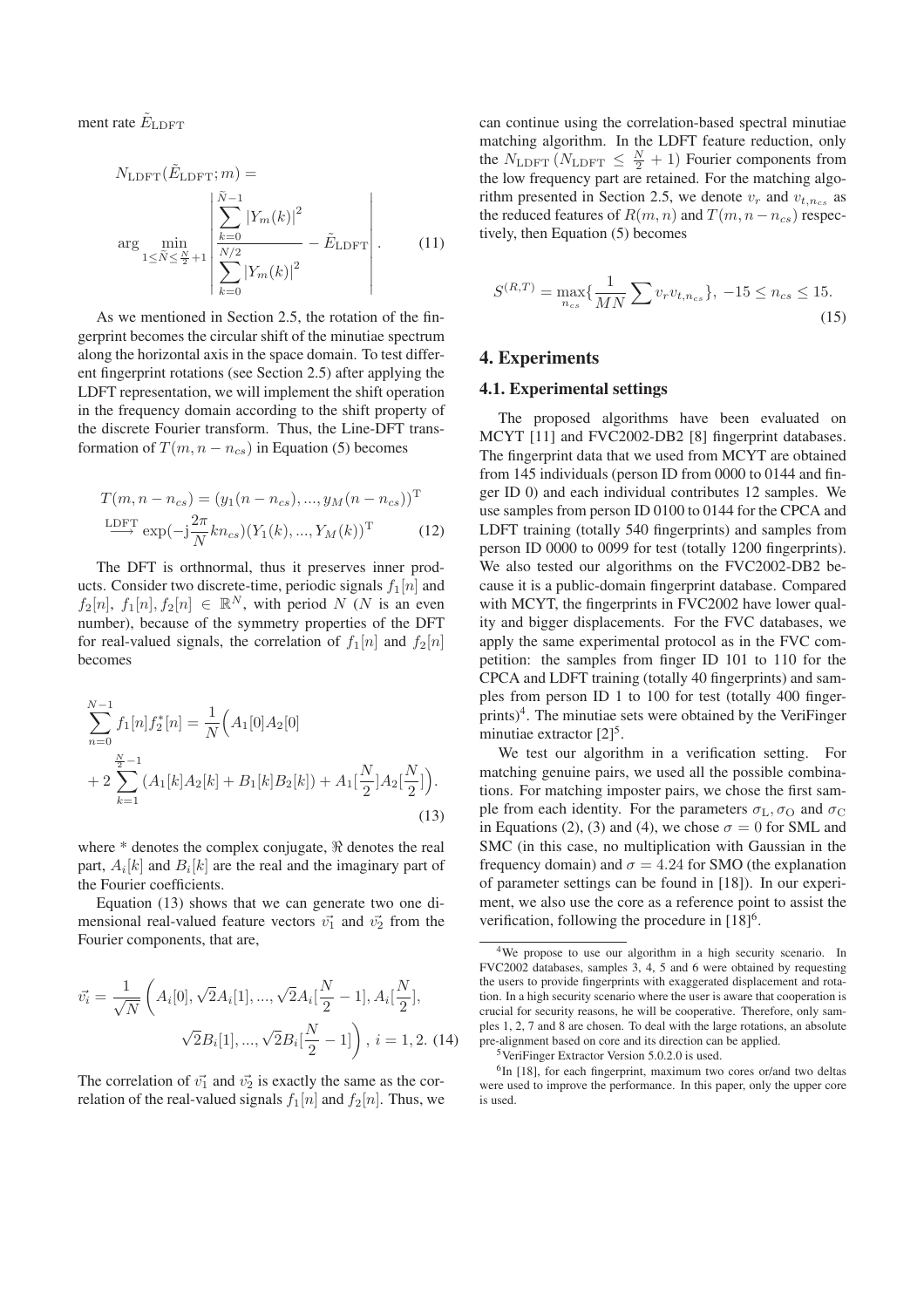ment rate $\tilde{E}_{\mathrm{LDFT}}$

$$
N_{\mathrm{LDFT}}(\tilde{E}_{\mathrm{LDFT}}; m) = \arg \min_{1 \le \tilde{N} \le \frac{N}{2}+1} \left| \frac{\sum_{k=0}^{\tilde{N}-1} |Y_m(k)|^2}{\sum_{k=0}^{N/2} |Y_m(k)|^2} - \tilde{E}_{\mathrm{LDFT}} \right|. \quad (11)
$$

As we mentioned in Section 2.5, the rotation of the fingerprint becomes the circular shift of the minutiae spectrum along the horizontal axis in the space domain. To test different fingerprint rotations (see Section 2.5) after applying the LDFT representation, we will implement the shift operation in the frequency domain according to the shift property of the discrete Fourier transform. Thus, the Line-DFT transformation of $T(m, n - n_{cs})$ in Equation (5) becomes

$$
\begin{aligned}
T(m, n - n_{cs}) &= (y_1(n - n_{cs}), ..., y_M(n - n_{cs}))^{\mathrm{T}} \\
&\stackrel{\mathrm{LDFT}}{\longrightarrow} \exp(-\mathrm{j}\frac{2\pi}{N}kn_{cs})(Y_1(k), ..., Y_M(k))^{\mathrm{T}} \quad (12)
\end{aligned}
$$

The DFT is orthonormal, thus it preserves inner products. Consider two discrete-time, periodic signals $f_1[n]$ and $f_2[n]$, $f_1[n], f_2[n] \in \mathbb{R}^N$, with period $N$ ($N$ is an even number), because of the symmetry properties of the DFT for real-valued signals, the correlation of $f_1[n]$ and $f_2[n]$ becomes

$$
\begin{aligned}
\sum_{n=0}^{N-1} f_1[n] f_2^*[n] &= \frac{1}{N}\Big( A_1[0]A_2[0] \\
&+ 2\sum_{k=1}^{\frac{N}{2}-1} (A_1[k]A_2[k] + B_1[k]B_2[k]) + A_1[\frac{N}{2}]A_2[\frac{N}{2}] \Big).
\end{aligned} \quad (13)
$$

where * denotes the complex conjugate, $\Re$ denotes the real part, $A_i[k]$ and $B_i[k]$ are the real and the imaginary part of the Fourier coefficients.

Equation (13) shows that we can generate two one dimensional real-valued feature vectors $\vec{v_1}$ and $\vec{v_2}$ from the Fourier components, that are,

$$
\begin{aligned}
\vec{v_i} = \frac{1}{\sqrt{N}} \Big( & A_i[0], \sqrt{2}A_i[1], ..., \sqrt{2}A_i[\frac{N}{2}-1], A_i[\frac{N}{2}], \\
& \sqrt{2}B_i[1], ..., \sqrt{2}B_i[\frac{N}{2}-1] \Big), \ i = 1, 2. \quad (14)
\end{aligned}
$$

The correlation of $\vec{v_1}$ and $\vec{v_2}$ is exactly the same as the correlation of the real-valued signals $f_1[n]$ and $f_2[n]$. Thus, we can continue using the correlation-based spectral minutiae matching algorithm. In the LDFT feature reduction, only the $N_{\mathrm{LDFT}}$ ($N_{\mathrm{LDFT}} \le \frac{N}{2} + 1$) Fourier components from the low frequency part are retained. For the matching algorithm presented in Section 2.5, we denote $v_r$ and $v_{t,n_{cs}}$ as the reduced features of $R(m, n)$ and $T(m, n - n_{cs})$ respectively, then Equation (5) becomes

$$
S^{(R,T)} = \max_{n_{cs}} \{ \frac{1}{MN} \sum v_r v_{t,n_{cs}} \}, \ -15 \le n_{cs} \le 15. \quad (15)
$$

## 4. Experiments

### 4.1. Experimental settings

The proposed algorithms have been evaluated on MCYT [11] and FVC2002-DB2 [8] fingerprint databases. The fingerprint data that we used from MCYT are obtained from 145 individuals (person ID from 0000 to 0144 and finger ID 0) and each individual contributes 12 samples. We use samples from person ID 0100 to 0144 for the CPCA and LDFT training (totally 540 fingerprints) and samples from person ID 0000 to 0099 for test (totally 1200 fingerprints). We also tested our algorithms on the FVC2002-DB2 because it is a public-domain fingerprint database. Compared with MCYT, the fingerprints in FVC2002 have lower quality and bigger displacements. For the FVC databases, we apply the same experimental protocol as in the FVC competition: the samples from finger ID 101 to 110 for the CPCA and LDFT training (totally 40 fingerprints) and samples from person ID 1 to 100 for test (totally 400 fingerprints)[4]. The minutiae sets were obtained by the VeriFinger minutiae extractor [2][5].

We test our algorithm in a verification setting. For matching genuine pairs, we used all the possible combinations. For matching imposter pairs, we chose the first sample from each identity. For the parameters $\sigma_{\mathrm{L}}$, $\sigma_{\mathrm{O}}$ and $\sigma_{\mathrm{C}}$ in Equations (2), (3) and (4), we chose $\sigma = 0$ for SML and SMC (in this case, no multiplication with Gaussian in the frequency domain) and $\sigma = 4.24$ for SMO (the explanation of parameter settings can be found in [18]). In our experiment, we also use the core as a reference point to assist the verification, following the procedure in [18][6].

---

[4] We propose to use our algorithm in a high security scenario. In FVC2002 databases, samples 3, 4, 5 and 6 were obtained by requesting the users to provide fingerprints with exaggerated displacement and rotation. In a high security scenario where the user is aware that cooperation is crucial for security reasons, he will be cooperative. Therefore, only samples 1, 2, 7 and 8 are chosen. To deal with the large rotations, an absolute pre-alignment based on core and its direction can be applied.

[5] VeriFinger Extractor Version 5.0.2.0 is used.

[6] In [18], for each fingerprint, maximum two cores or/and two deltas were used to improve the performance. In this paper, only the upper core is used.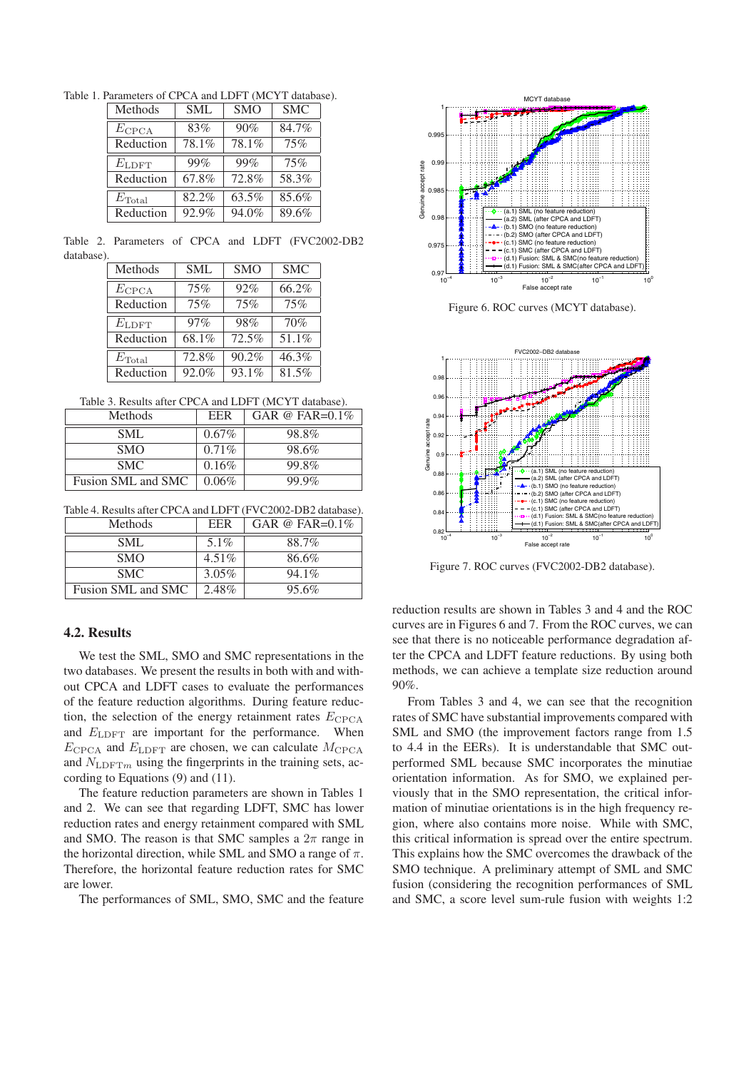Table 1. Parameters of CPCA and LDFT (MCYT database).

| Methods | SML | SMO | SMC |
|---|---|---|---|
| $E_{\text{CPCA}}$ | 83% | 90% | 84.7% |
| Reduction | 78.1% | 78.1% | 75% |
| $E_{\text{LDFT}}$ | 99% | 99% | 75% |
| Reduction | 67.8% | 72.8% | 58.3% |
| $E_{\text{Total}}$ | 82.2% | 63.5% | 85.6% |
| Reduction | 92.9% | 94.0% | 89.6% |

Table 2. Parameters of CPCA and LDFT (FVC2002-DB2 database).

| Methods | SML | SMO | SMC |
|---|---|---|---|
| $E_{\text{CPCA}}$ | 75% | 92% | 66.2% |
| Reduction | 75% | 75% | 75% |
| $E_{\text{LDFT}}$ | 97% | 98% | 70% |
| Reduction | 68.1% | 72.5% | 51.1% |
| $E_{\text{Total}}$ | 72.8% | 90.2% | 46.3% |
| Reduction | 92.0% | 93.1% | 81.5% |

Table 3. Results after CPCA and LDFT (MCYT database).

| Methods | EER | GAR @ FAR=0.1% |
|---|---|---|
| SML | 0.67% | 98.8% |
| SMO | 0.71% | 98.6% |
| SMC | 0.16% | 99.8% |
| Fusion SML and SMC | 0.06% | 99.9% |

Table 4. Results after CPCA and LDFT (FVC2002-DB2 database).

| Methods | EER | GAR @ FAR=0.1% |
|---|---|---|
| SML | 5.1% | 88.7% |
| SMO | 4.51% | 86.6% |
| SMC | 3.05% | 94.1% |
| Fusion SML and SMC | 2.48% | 95.6% |

Figure 6. ROC curves (MCYT database).

Figure 7. ROC curves (FVC2002-DB2 database).

### 4.2. Results

We test the SML, SMO and SMC representations in the two databases. We present the results in both with and without CPCA and LDFT cases to evaluate the performances of the feature reduction algorithms. During feature reduction, the selection of the energy retainment rates $E_{\text{CPCA}}$ and $E_{\text{LDFT}}$ are important for the performance. When $E_{\text{CPCA}}$ and $E_{\text{LDFT}}$ are chosen, we can calculate $M_{\text{CPCA}}$ and $N_{\text{LDFT}m}$ using the fingerprints in the training sets, according to Equations (9) and (11).

The feature reduction parameters are shown in Tables 1 and 2. We can see that regarding LDFT, SMC has lower reduction rates and energy retainment compared with SML and SMO. The reason is that SMC samples a $2\pi$ range in the horizontal direction, while SML and SMO a range of $\pi$. Therefore, the horizontal feature reduction rates for SMC are lower.

The performances of SML, SMO, SMC and the feature reduction results are shown in Tables 3 and 4 and the ROC curves are in Figures 6 and 7. From the ROC curves, we can see that there is no noticeable performance degradation after the CPCA and LDFT feature reductions. By using both methods, we can achieve a template size reduction around 90%.

From Tables 3 and 4, we can see that the recognition rates of SMC have substantial improvements compared with SML and SMO (the improvement factors range from 1.5 to 4.4 in the EERs). It is understandable that SMC outperformed SML because SMC incorporates the minutiae orientation information. As for SMO, we explained previously that in the SMO representation, the critical information of minutiae orientations is in the high frequency region, where also contains more noise. While with SMC, this critical information is spread over the entire spectrum. This explains how the SMC overcomes the drawback of the SMO technique. A preliminary attempt of SML and SMC fusion (considering the recognition performances of SML and SMC, a score level sum-rule fusion with weights 1:2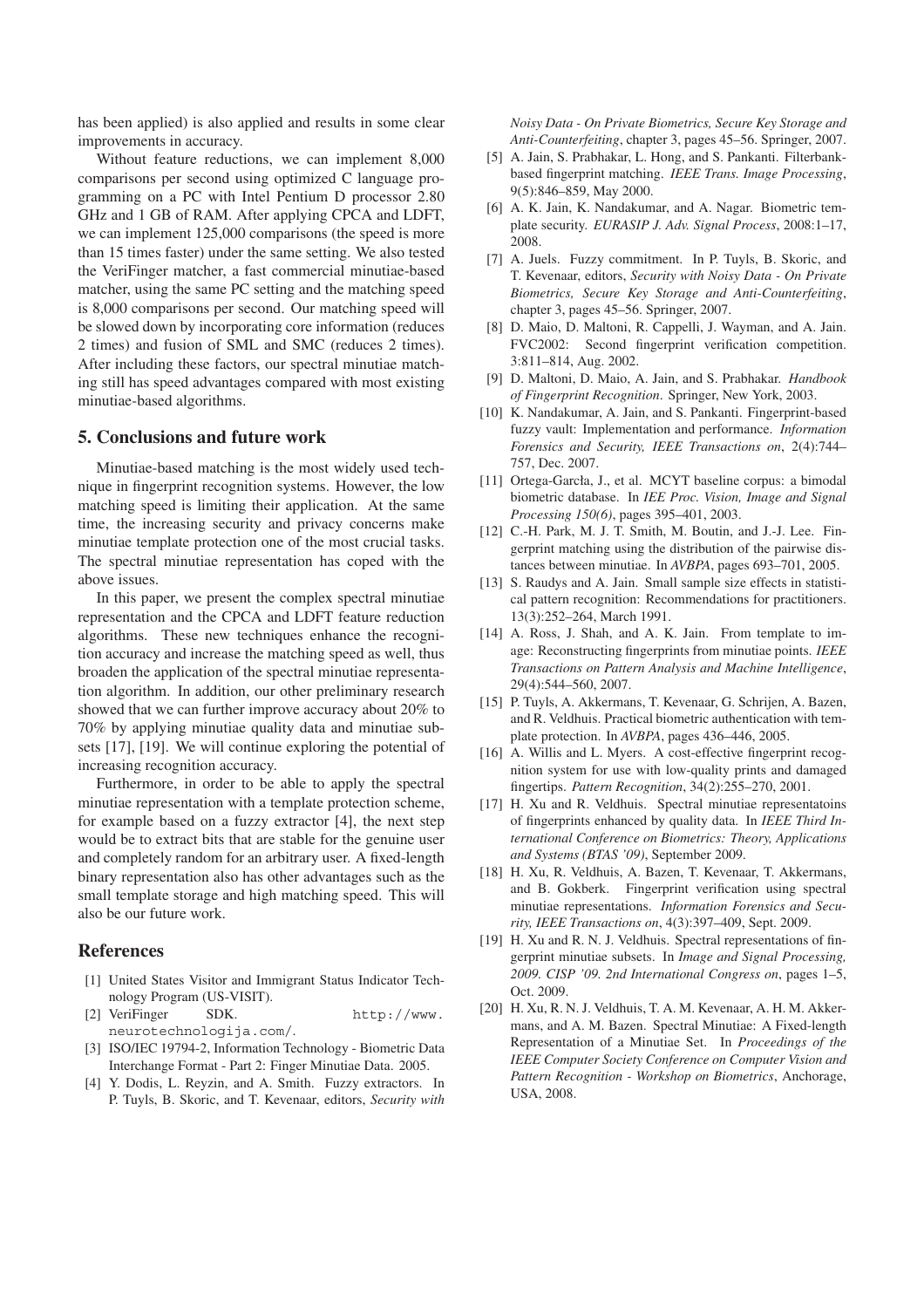has been applied) is also applied and results in some clear improvements in accuracy.

Without feature reductions, we can implement 8,000 comparisons per second using optimized C language programming on a PC with Intel Pentium D processor 2.80 GHz and 1 GB of RAM. After applying CPCA and LDFT, we can implement 125,000 comparisons (the speed is more than 15 times faster) under the same setting. We also tested the VeriFinger matcher, a fast commercial minutiae-based matcher, using the same PC setting and the matching speed is 8,000 comparisons per second. Our matching speed will be slowed down by incorporating core information (reduces 2 times) and fusion of SML and SMC (reduces 2 times). After including these factors, our spectral minutiae matching still has speed advantages compared with most existing minutiae-based algorithms.

## 5. Conclusions and future work

Minutiae-based matching is the most widely used technique in fingerprint recognition systems. However, the low matching speed is limiting their application. At the same time, the increasing security and privacy concerns make minutiae template protection one of the most crucial tasks. The spectral minutiae representation has coped with the above issues.

In this paper, we present the complex spectral minutiae representation and the CPCA and LDFT feature reduction algorithms. These new techniques enhance the recognition accuracy and increase the matching speed as well, thus broaden the application of the spectral minutiae representation algorithm. In addition, our other preliminary research showed that we can further improve accuracy about 20% to 70% by applying minutiae quality data and minutiae subsets [17], [19]. We will continue exploring the potential of increasing recognition accuracy.

Furthermore, in order to be able to apply the spectral minutiae representation with a template protection scheme, for example based on a fuzzy extractor [4], the next step would be to extract bits that are stable for the genuine user and completely random for an arbitrary user. A fixed-length binary representation also has other advantages such as the small template storage and high matching speed. This will also be our future work.

## References

- [1] United States Visitor and Immigrant Status Indicator Technology Program (US-VISIT).
- [2] VeriFinger SDK. http://www.neurotechnologija.com/.
- [3] ISO/IEC 19794-2, Information Technology - Biometric Data Interchange Format - Part 2: Finger Minutiae Data. 2005.
- [4] Y. Dodis, L. Reyzin, and A. Smith. Fuzzy extractors. In P. Tuyls, B. Skoric, and T. Kevenaar, editors, *Security with Noisy Data - On Private Biometrics, Secure Key Storage and Anti-Counterfeiting*, chapter 3, pages 45–56. Springer, 2007.
- [5] A. Jain, S. Prabhakar, L. Hong, and S. Pankanti. Filterbank-based fingerprint matching. *IEEE Trans. Image Processing*, 9(5):846–859, May 2000.
- [6] A. K. Jain, K. Nandakumar, and A. Nagar. Biometric template security. *EURASIP J. Adv. Signal Process*, 2008:1–17, 2008.
- [7] A. Juels. Fuzzy commitment. In P. Tuyls, B. Skoric, and T. Kevenaar, editors, *Security with Noisy Data - On Private Biometrics, Secure Key Storage and Anti-Counterfeiting*, chapter 3, pages 45–56. Springer, 2007.
- [8] D. Maio, D. Maltoni, R. Cappelli, J. Wayman, and A. Jain. FVC2002: Second fingerprint verification competition. 3:811–814, Aug. 2002.
- [9] D. Maltoni, D. Maio, A. Jain, and S. Prabhakar. *Handbook of Fingerprint Recognition*. Springer, New York, 2003.
- [10] K. Nandakumar, A. Jain, and S. Pankanti. Fingerprint-based fuzzy vault: Implementation and performance. *Information Forensics and Security, IEEE Transactions on*, 2(4):744–757, Dec. 2007.
- [11] Ortega-Garcła, J., et al. MCYT baseline corpus: a bimodal biometric database. In *IEE Proc. Vision, Image and Signal Processing 150(6)*, pages 395–401, 2003.
- [12] C.-H. Park, M. J. T. Smith, M. Boutin, and J.-J. Lee. Fingerprint matching using the distribution of the pairwise distances between minutiae. In *AVBPA*, pages 693–701, 2005.
- [13] S. Raudys and A. Jain. Small sample size effects in statistical pattern recognition: Recommendations for practitioners. 13(3):252–264, March 1991.
- [14] A. Ross, J. Shah, and A. K. Jain. From template to image: Reconstructing fingerprints from minutiae points. *IEEE Transactions on Pattern Analysis and Machine Intelligence*, 29(4):544–560, 2007.
- [15] P. Tuyls, A. Akkermans, T. Kevenaar, G. Schrijen, A. Bazen, and R. Veldhuis. Practical biometric authentication with template protection. In *AVBPA*, pages 436–446, 2005.
- [16] A. Willis and L. Myers. A cost-effective fingerprint recognition system for use with low-quality prints and damaged fingertips. *Pattern Recognition*, 34(2):255–270, 2001.
- [17] H. Xu and R. Veldhuis. Spectral minutiae representatoins of fingerprints enhanced by quality data. In *IEEE Third International Conference on Biometrics: Theory, Applications and Systems (BTAS '09)*, September 2009.
- [18] H. Xu, R. Veldhuis, A. Bazen, T. Kevenaar, T. Akkermans, and B. Gokberk. Fingerprint verification using spectral minutiae representations. *Information Forensics and Security, IEEE Transactions on*, 4(3):397–409, Sept. 2009.
- [19] H. Xu and R. N. J. Veldhuis. Spectral representations of fingerprint minutiae subsets. In *Image and Signal Processing, 2009. CISP '09. 2nd International Congress on*, pages 1–5, Oct. 2009.
- [20] H. Xu, R. N. J. Veldhuis, T. A. M. Kevenaar, A. H. M. Akkermans, and A. M. Bazen. Spectral Minutiae: A Fixed-length Representation of a Minutiae Set. In *Proceedings of the IEEE Computer Society Conference on Computer Vision and Pattern Recognition - Workshop on Biometrics*, Anchorage, USA, 2008.